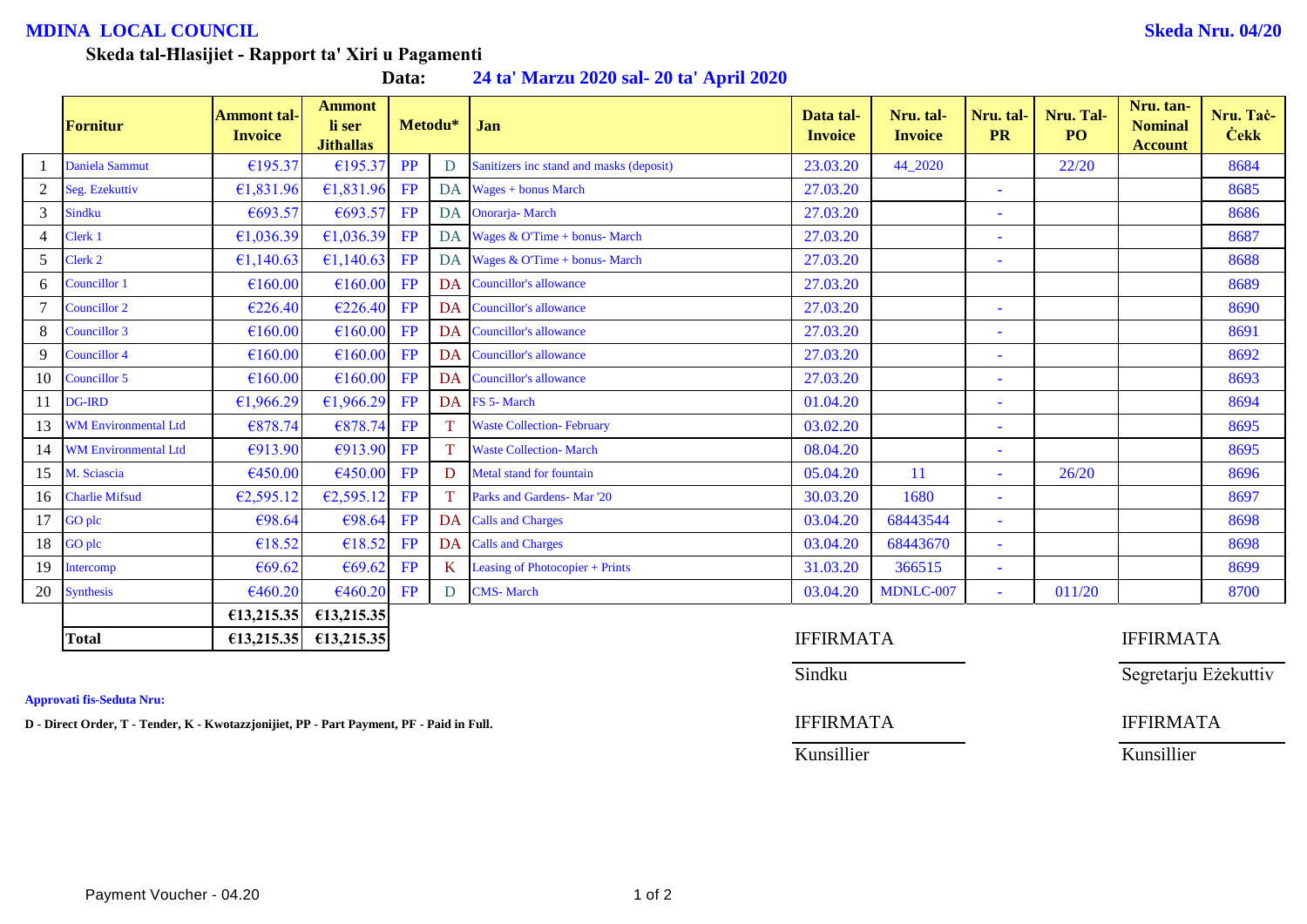**MDINA LOCAL COUNCIL** **Skeda Nru. 04/20**

**Skeda tal-Ħlasijiet - Rapport ta' Xiri u Pagamenti**

**Data: 24 ta' Marzu 2020 sal- 20 ta' April 2020**

| | Fornitur | Ammont tal-Invoice | Ammont li ser Jithallas | Metodu* | | Jan | Data tal-Invoice | Nru. tal-Invoice | Nru. tal-PR | Nru. Tal-PO | Nru. tan-Nominal Account | Nru. Taċ-Ċekk |
|---|---|---|---|---|---|---|---|---|---|---|---|---|
| 1 | Daniela Sammut | €195.37 | €195.37 | PP | D | Sanitizers inc stand and masks (deposit) | 23.03.20 | 44_2020 | | 22/20 | | 8684 |
| 2 | Seg. Ezekuttiv | €1,831.96 | €1,831.96 | FP | DA | Wages + bonus March | 27.03.20 | | - | | | 8685 |
| 3 | Sindku | €693.57 | €693.57 | FP | DA | Onorarja- March | 27.03.20 | | - | | | 8686 |
| 4 | Clerk 1 | €1,036.39 | €1,036.39 | FP | DA | Wages & O'Time + bonus- March | 27.03.20 | | - | | | 8687 |
| 5 | Clerk 2 | €1,140.63 | €1,140.63 | FP | DA | Wages & O'Time + bonus- March | 27.03.20 | | - | | | 8688 |
| 6 | Councillor 1 | €160.00 | €160.00 | FP | DA | Councillor's allowance | 27.03.20 | | | | | 8689 |
| 7 | Councillor 2 | €226.40 | €226.40 | FP | DA | Councillor's allowance | 27.03.20 | | - | | | 8690 |
| 8 | Councillor 3 | €160.00 | €160.00 | FP | DA | Councillor's allowance | 27.03.20 | | - | | | 8691 |
| 9 | Councillor 4 | €160.00 | €160.00 | FP | DA | Councillor's allowance | 27.03.20 | | - | | | 8692 |
| 10 | Councillor 5 | €160.00 | €160.00 | FP | DA | Councillor's allowance | 27.03.20 | | - | | | 8693 |
| 11 | DG-IRD | €1,966.29 | €1,966.29 | FP | DA | FS 5- March | 01.04.20 | | - | | | 8694 |
| 13 | WM Environmental Ltd | €878.74 | €878.74 | FP | T | Waste Collection- February | 03.02.20 | | - | | | 8695 |
| 14 | WM Environmental Ltd | €913.90 | €913.90 | FP | T | Waste Collection- March | 08.04.20 | | - | | | 8695 |
| 15 | M. Sciascia | €450.00 | €450.00 | FP | D | Metal stand for fountain | 05.04.20 | 11 | - | 26/20 | | 8696 |
| 16 | Charlie Mifsud | €2,595.12 | €2,595.12 | FP | T | Parks and Gardens- Mar '20 | 30.03.20 | 1680 | - | | | 8697 |
| 17 | GO plc | €98.64 | €98.64 | FP | DA | Calls and Charges | 03.04.20 | 68443544 | - | | | 8698 |
| 18 | GO plc | €18.52 | €18.52 | FP | DA | Calls and Charges | 03.04.20 | 68443670 | - | | | 8698 |
| 19 | Intercomp | €69.62 | €69.62 | FP | K | Leasing of Photocopier + Prints | 31.03.20 | 366515 | - | | | 8699 |
| 20 | Synthesis | €460.20 | €460.20 | FP | D | CMS- March | 03.04.20 | MDNLC-007 | - | 011/20 | | 8700 |
| | | €13,215.35 | €13,215.35 | | | | | | | | | |
| | **Total** | **€13,215.35** | **€13,215.35** | | | | | | | | | |

IFFIRMATA ______________ Sindku

IFFIRMATA ______________ Segretarju Eżekuttiv

IFFIRMATA ______________ Kunsillier

IFFIRMATA ______________ Kunsillier

**Approvati fis-Seduta Nru:**

**D - Direct Order, T - Tender, K - Kwotazzjonijiet, PP - Part Payment, PF - Paid in Full.**

Payment Voucher - 04.20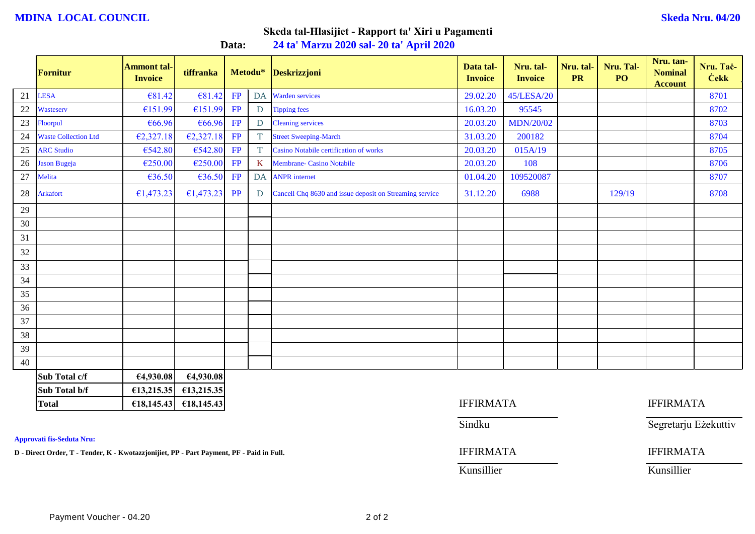**MDINA LOCAL COUNCIL** **Skeda Nru. 04/20**

## Skeda tal-Ħlasijiet - Rapport ta' Xiri u Pagamenti

**Data:** 24 ta' Marzu 2020 sal- 20 ta' April 2020

| | Fornitur | Ammont tal-Invoice | tiffranka | Metodu* | | Deskrizzjoni | Data tal-Invoice | Nru. tal-Invoice | Nru. tal-PR | Nru. Tal-PO | Nru. tan-Nominal Account | Nru. Taċ-Ċekk |
|---|---|---|---|---|---|---|---|---|---|---|---|---|
| 21 | LESA | €81.42 | €81.42 | FP | DA | Warden services | 29.02.20 | 45/LESA/20 | | | | 8701 |
| 22 | Wasteserv | €151.99 | €151.99 | FP | D | Tipping fees | 16.03.20 | 95545 | | | | 8702 |
| 23 | Floorpul | €66.96 | €66.96 | FP | D | Cleaning services | 20.03.20 | MDN/20/02 | | | | 8703 |
| 24 | Waste Collection Ltd | €2,327.18 | €2,327.18 | FP | T | Street Sweeping-March | 31.03.20 | 200182 | | | | 8704 |
| 25 | ARC Studio | €542.80 | €542.80 | FP | T | Casino Notabile certification of works | 20.03.20 | 015A/19 | | | | 8705 |
| 26 | Jason Bugeja | €250.00 | €250.00 | FP | K | Membrane- Casino Notabile | 20.03.20 | 108 | | | | 8706 |
| 27 | Melita | €36.50 | €36.50 | FP | DA | ANPR internet | 01.04.20 | 109520087 | | | | 8707 |
| 28 | Arkafort | €1,473.23 | €1,473.23 | PP | D | Cancell Chq 8630 and issue deposit on Streaming service | 31.12.20 | 6988 | | 129/19 | | 8708 |
| 29 | | | | | | | | | | | | |
| 30 | | | | | | | | | | | | |
| 31 | | | | | | | | | | | | |
| 32 | | | | | | | | | | | | |
| 33 | | | | | | | | | | | | |
| 34 | | | | | | | | | | | | |
| 35 | | | | | | | | | | | | |
| 36 | | | | | | | | | | | | |
| 37 | | | | | | | | | | | | |
| 38 | | | | | | | | | | | | |
| 39 | | | | | | | | | | | | |
| 40 | | | | | | | | | | | | |

| | | |
|---|---|---|
| **Sub Total c/f** | **€4,930.08** | **€4,930.08** |
| **Sub Total b/f** | **€13,215.35** | **€13,215.35** |
| **Total** | **€18,145.43** | **€18,145.43** |

IFFIRMATA
Sindku

IFFIRMATA
Segretarju Eżekuttiv

**Approvati fis-Seduta Nru:**

**D - Direct Order, T - Tender, K - Kwotazzjonijiet, PP - Part Payment, PF - Paid in Full.**

IFFIRMATA
Kunsillier

IFFIRMATA
Kunsillier

Payment Voucher - 04.20